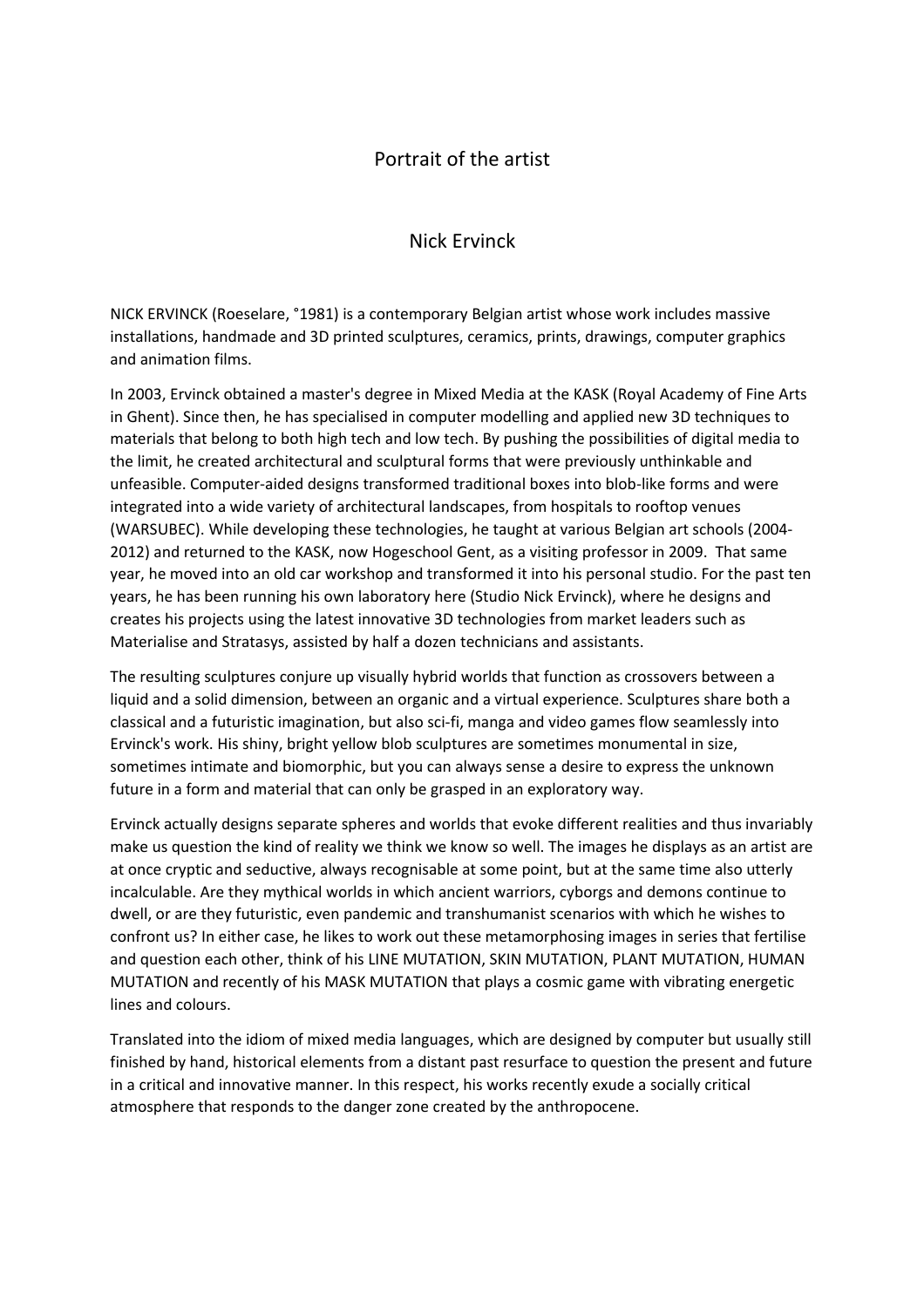# Portrait of the artist

## Nick Ervinck

NICK ERVINCK (Roeselare, °1981) is a contemporary Belgian artist whose work includes massive installations, handmade and 3D printed sculptures, ceramics, prints, drawings, computer graphics and animation films.

In 2003, Ervinck obtained a master's degree in Mixed Media at the KASK (Royal Academy of Fine Arts in Ghent). Since then, he has specialised in computer modelling and applied new 3D techniques to materials that belong to both high tech and low tech. By pushing the possibilities of digital media to the limit, he created architectural and sculptural forms that were previously unthinkable and unfeasible. Computer-aided designs transformed traditional boxes into blob-like forms and were integrated into a wide variety of architectural landscapes, from hospitals to rooftop venues (WARSUBEC). While developing these technologies, he taught at various Belgian art schools (2004-2012) and returned to the KASK, now Hogeschool Gent, as a visiting professor in 2009. That same year, he moved into an old car workshop and transformed it into his personal studio. For the past ten years, he has been running his own laboratory here (Studio Nick Ervinck), where he designs and creates his projects using the latest innovative 3D technologies from market leaders such as Materialise and Stratasys, assisted by half a dozen technicians and assistants.

The resulting sculptures conjure up visually hybrid worlds that function as crossovers between a liquid and a solid dimension, between an organic and a virtual experience. Sculptures share both a classical and a futuristic imagination, but also sci-fi, manga and video games flow seamlessly into Ervinck's work. His shiny, bright yellow blob sculptures are sometimes monumental in size, sometimes intimate and biomorphic, but you can always sense a desire to express the unknown future in a form and material that can only be grasped in an exploratory way.

Ervinck actually designs separate spheres and worlds that evoke different realities and thus invariably make us question the kind of reality we think we know so well. The images he displays as an artist are at once cryptic and seductive, always recognisable at some point, but at the same time also utterly incalculable. Are they mythical worlds in which ancient warriors, cyborgs and demons continue to dwell, or are they futuristic, even pandemic and transhumanist scenarios with which he wishes to confront us? In either case, he likes to work out these metamorphosing images in series that fertilise and question each other, think of his LINE MUTATION, SKIN MUTATION, PLANT MUTATION, HUMAN MUTATION and recently of his MASK MUTATION that plays a cosmic game with vibrating energetic lines and colours.

Translated into the idiom of mixed media languages, which are designed by computer but usually still finished by hand, historical elements from a distant past resurface to question the present and future in a critical and innovative manner. In this respect, his works recently exude a socially critical atmosphere that responds to the danger zone created by the anthropocene.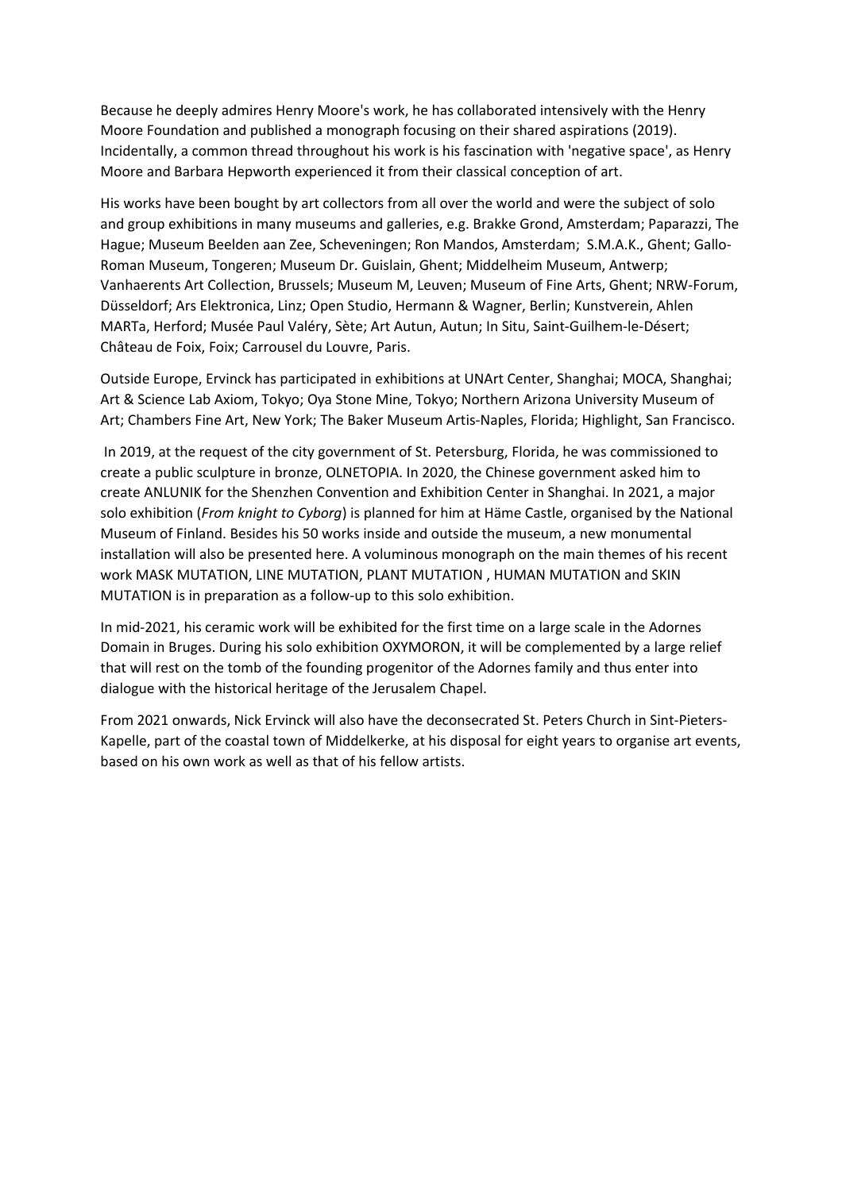Because he deeply admires Henry Moore's work, he has collaborated intensively with the Henry Moore Foundation and published a monograph focusing on their shared aspirations (2019). Incidentally, a common thread throughout his work is his fascination with 'negative space', as Henry Moore and Barbara Hepworth experienced it from their classical conception of art.

His works have been bought by art collectors from all over the world and were the subject of solo and group exhibitions in many museums and galleries, e.g. Brakke Grond, Amsterdam; Paparazzi, The Hague; Museum Beelden aan Zee, Scheveningen; Ron Mandos, Amsterdam; S.M.A.K., Ghent; Gallo-Roman Museum, Tongeren; Museum Dr. Guislain, Ghent; Middelheim Museum, Antwerp; Vanhaerents Art Collection, Brussels; Museum M, Leuven; Museum of Fine Arts, Ghent; NRW-Forum, Düsseldorf; Ars Elektronica, Linz; Open Studio, Hermann & Wagner, Berlin; Kunstverein, Ahlen MARTa, Herford; Musée Paul Valéry, Sète; Art Autun, Autun; In Situ, Saint-Guilhem-le-Désert; Château de Foix, Foix; Carrousel du Louvre, Paris.

Outside Europe, Ervinck has participated in exhibitions at UNArt Center, Shanghai; MOCA, Shanghai; Art & Science Lab Axiom, Tokyo; Oya Stone Mine, Tokyo; Northern Arizona University Museum of Art; Chambers Fine Art, New York; The Baker Museum Artis-Naples, Florida; Highlight, San Francisco.

In 2019, at the request of the city government of St. Petersburg, Florida, he was commissioned to create a public sculpture in bronze, OLNETOPIA. In 2020, the Chinese government asked him to create ANLUNIK for the Shenzhen Convention and Exhibition Center in Shanghai. In 2021, a major solo exhibition (*From knight to Cyborg*) is planned for him at Häme Castle, organised by the National Museum of Finland. Besides his 50 works inside and outside the museum, a new monumental installation will also be presented here. A voluminous monograph on the main themes of his recent work MASK MUTATION, LINE MUTATION, PLANT MUTATION , HUMAN MUTATION and SKIN MUTATION is in preparation as a follow-up to this solo exhibition.

In mid-2021, his ceramic work will be exhibited for the first time on a large scale in the Adornes Domain in Bruges. During his solo exhibition OXYMORON, it will be complemented by a large relief that will rest on the tomb of the founding progenitor of the Adornes family and thus enter into dialogue with the historical heritage of the Jerusalem Chapel.

From 2021 onwards, Nick Ervinck will also have the deconsecrated St. Peters Church in Sint-Pieters-Kapelle, part of the coastal town of Middelkerke, at his disposal for eight years to organise art events, based on his own work as well as that of his fellow artists.